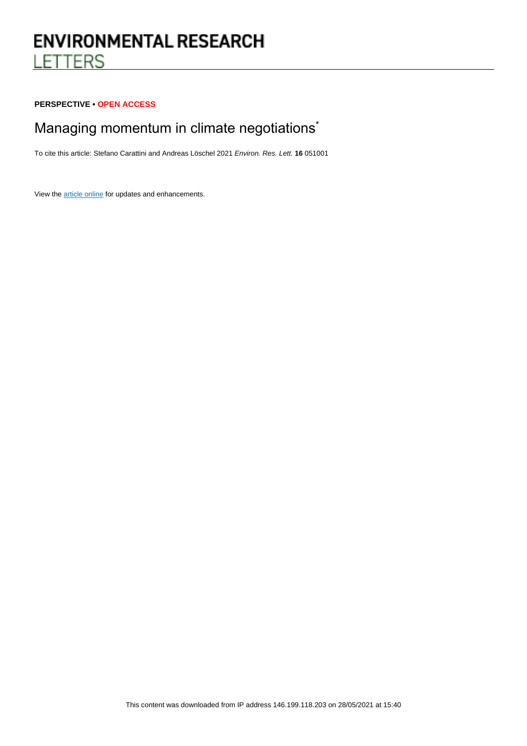# ENVIRONMENTAL RESEARCH LETTERS

**PERSPECTIVE • OPEN ACCESS**

## Managing momentum in climate negotiations*

To cite this article: Stefano Carattini and Andreas Löschel 2021 *Environ. Res. Lett.* **16** 051001

View the article online for updates and enhancements.

This content was downloaded from IP address 146.199.118.203 on 28/05/2021 at 15:40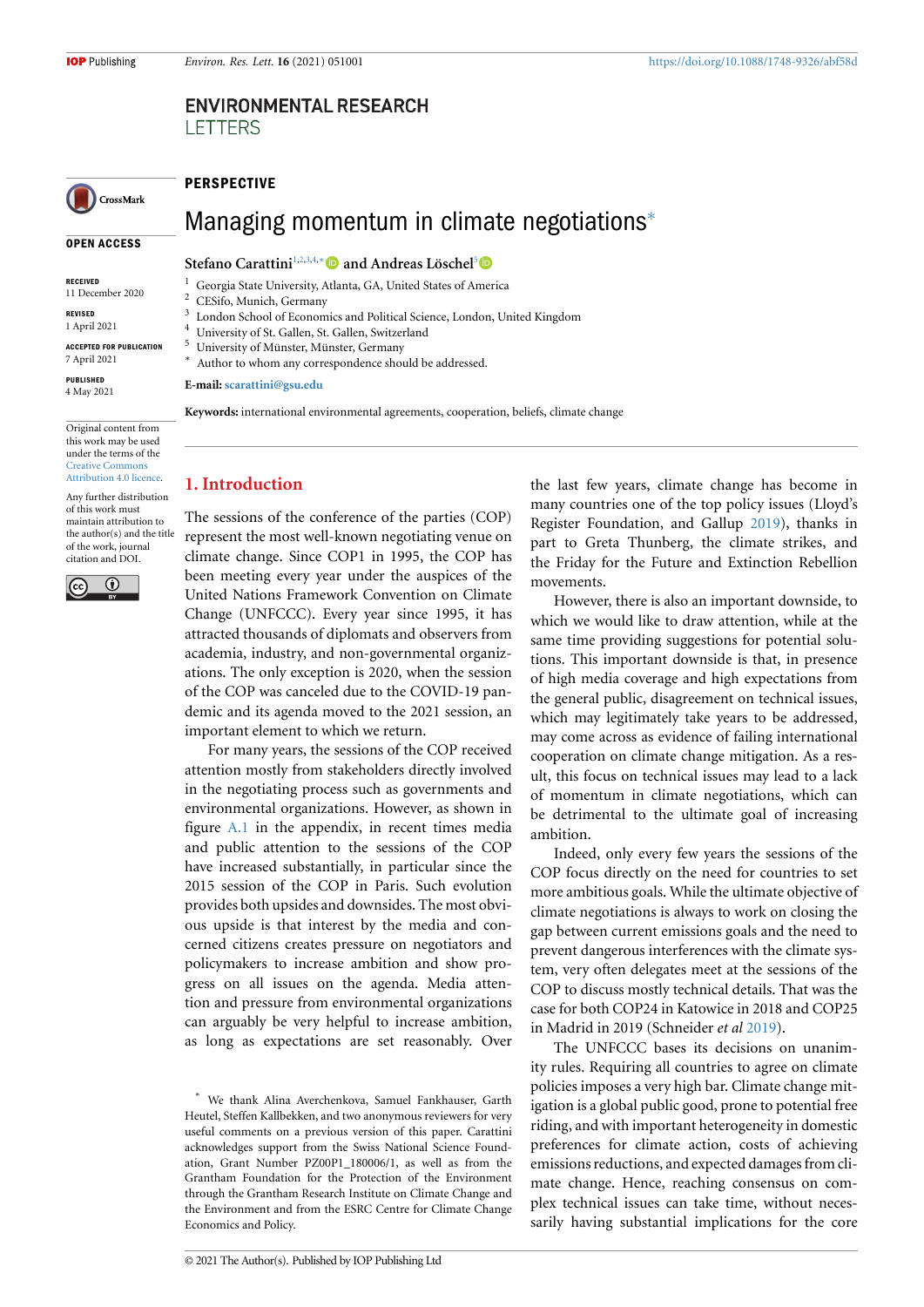**PERSPECTIVE**

# Managing momentum in climate negotiations*

**Stefano Carattini**[1,2,3,4,*] and **Andreas Löschel**[5]

1 Georgia State University, Atlanta, GA, United States of America
2 CESifo, Munich, Germany
3 London School of Economics and Political Science, London, United Kingdom
4 University of St. Gallen, St. Gallen, Switzerland
5 University of Münster, Münster, Germany
\* Author to whom any correspondence should be addressed.

**E-mail:** scarattini@gsu.edu

**Keywords:** international environmental agreements, cooperation, beliefs, climate change

OPEN ACCESS

RECEIVED
11 December 2020

REVISED
1 April 2021

ACCEPTED FOR PUBLICATION
7 April 2021

PUBLISHED
4 May 2021

Original content from this work may be used under the terms of the Creative Commons Attribution 4.0 licence.

Any further distribution of this work must maintain attribution to the author(s) and the title of the work, journal citation and DOI.

## 1. Introduction

The sessions of the conference of the parties (COP) represent the most well-known negotiating venue on climate change. Since COP1 in 1995, the COP has been meeting every year under the auspices of the United Nations Framework Convention on Climate Change (UNFCCC). Every year since 1995, it has attracted thousands of diplomats and observers from academia, industry, and non-governmental organizations. The only exception is 2020, when the session of the COP was canceled due to the COVID-19 pandemic and its agenda moved to the 2021 session, an important element to which we return.

For many years, the sessions of the COP received attention mostly from stakeholders directly involved in the negotiating process such as governments and environmental organizations. However, as shown in figure A.1 in the appendix, in recent times media and public attention to the sessions of the COP have increased substantially, in particular since the 2015 session of the COP in Paris. Such evolution provides both upsides and downsides. The most obvious upside is that interest by the media and concerned citizens creates pressure on negotiators and policymakers to increase ambition and show progress on all issues on the agenda. Media attention and pressure from environmental organizations can arguably be very helpful to increase ambition, as long as expectations are set reasonably. Over the last few years, climate change has become in many countries one of the top policy issues (Lloyd's Register Foundation, and Gallup 2019), thanks in part to Greta Thunberg, the climate strikes, and the Friday for the Future and Extinction Rebellion movements.

However, there is also an important downside, to which we would like to draw attention, while at the same time providing suggestions for potential solutions. This important downside is that, in presence of high media coverage and high expectations from the general public, disagreement on technical issues, which may legitimately take years to be addressed, may come across as evidence of failing international cooperation on climate change mitigation. As a result, this focus on technical issues may lead to a lack of momentum in climate negotiations, which can be detrimental to the ultimate goal of increasing ambition.

Indeed, only every few years the sessions of the COP focus directly on the need for countries to set more ambitious goals. While the ultimate objective of climate negotiations is always to work on closing the gap between current emissions goals and the need to prevent dangerous interferences with the climate system, very often delegates meet at the sessions of the COP to discuss mostly technical details. That was the case for both COP24 in Katowice in 2018 and COP25 in Madrid in 2019 (Schneider *et al* 2019).

The UNFCCC bases its decisions on unanimity rules. Requiring all countries to agree on climate policies imposes a very high bar. Climate change mitigation is a global public good, prone to potential free riding, and with important heterogeneity in domestic preferences for climate action, costs of achieving emissions reductions, and expected damages from climate change. Hence, reaching consensus on complex technical issues can take time, without necessarily having substantial implications for the core

\* We thank Alina Averchenkova, Samuel Fankhauser, Garth Heutel, Steffen Kallbekken, and two anonymous reviewers for very useful comments on a previous version of this paper. Carattini acknowledges support from the Swiss National Science Foundation, Grant Number PZ00P1_180006/1, as well as from the Grantham Foundation for the Protection of the Environment through the Grantham Research Institute on Climate Change and the Environment and from the ESRC Centre for Climate Change Economics and Policy.

© 2021 The Author(s). Published by IOP Publishing Ltd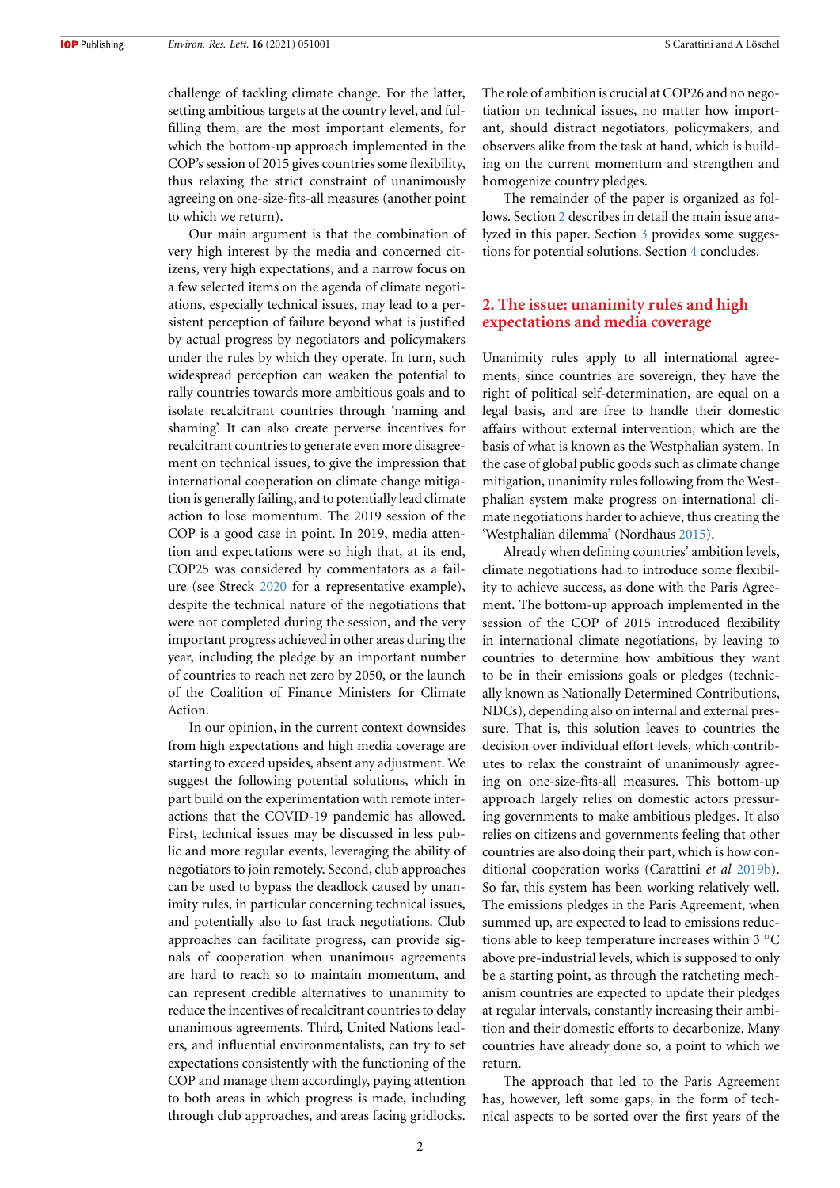challenge of tackling climate change. For the latter, setting ambitious targets at the country level, and fulfilling them, are the most important elements, for which the bottom-up approach implemented in the COP's session of 2015 gives countries some flexibility, thus relaxing the strict constraint of unanimously agreeing on one-size-fits-all measures (another point to which we return).

Our main argument is that the combination of very high interest by the media and concerned citizens, very high expectations, and a narrow focus on a few selected items on the agenda of climate negotiations, especially technical issues, may lead to a persistent perception of failure beyond what is justified by actual progress by negotiators and policymakers under the rules by which they operate. In turn, such widespread perception can weaken the potential to rally countries towards more ambitious goals and to isolate recalcitrant countries through 'naming and shaming'. It can also create perverse incentives for recalcitrant countries to generate even more disagreement on technical issues, to give the impression that international cooperation on climate change mitigation is generally failing, and to potentially lead climate action to lose momentum. The 2019 session of the COP is a good case in point. In 2019, media attention and expectations were so high that, at its end, COP25 was considered by commentators as a failure (see Streck 2020 for a representative example), despite the technical nature of the negotiations that were not completed during the session, and the very important progress achieved in other areas during the year, including the pledge by an important number of countries to reach net zero by 2050, or the launch of the Coalition of Finance Ministers for Climate Action.

In our opinion, in the current context downsides from high expectations and high media coverage are starting to exceed upsides, absent any adjustment. We suggest the following potential solutions, which in part build on the experimentation with remote interactions that the COVID-19 pandemic has allowed. First, technical issues may be discussed in less public and more regular events, leveraging the ability of negotiators to join remotely. Second, club approaches can be used to bypass the deadlock caused by unanimity rules, in particular concerning technical issues, and potentially also to fast track negotiations. Club approaches can facilitate progress, can provide signals of cooperation when unanimous agreements are hard to reach so to maintain momentum, and can represent credible alternatives to unanimity to reduce the incentives of recalcitrant countries to delay unanimous agreements. Third, United Nations leaders, and influential environmentalists, can try to set expectations consistently with the functioning of the COP and manage them accordingly, paying attention to both areas in which progress is made, including through club approaches, and areas facing gridlocks.

The role of ambition is crucial at COP26 and no negotiation on technical issues, no matter how important, should distract negotiators, policymakers, and observers alike from the task at hand, which is building on the current momentum and strengthen and homogenize country pledges.

The remainder of the paper is organized as follows. Section 2 describes in detail the main issue analyzed in this paper. Section 3 provides some suggestions for potential solutions. Section 4 concludes.

## 2. The issue: unanimity rules and high expectations and media coverage

Unanimity rules apply to all international agreements, since countries are sovereign, they have the right of political self-determination, are equal on a legal basis, and are free to handle their domestic affairs without external intervention, which are the basis of what is known as the Westphalian system. In the case of global public goods such as climate change mitigation, unanimity rules following from the Westphalian system make progress on international climate negotiations harder to achieve, thus creating the 'Westphalian dilemma' (Nordhaus 2015).

Already when defining countries' ambition levels, climate negotiations had to introduce some flexibility to achieve success, as done with the Paris Agreement. The bottom-up approach implemented in the session of the COP of 2015 introduced flexibility in international climate negotiations, by leaving to countries to determine how ambitious they want to be in their emissions goals or pledges (technically known as Nationally Determined Contributions, NDCs), depending also on internal and external pressure. That is, this solution leaves to countries the decision over individual effort levels, which contributes to relax the constraint of unanimously agreeing on one-size-fits-all measures. This bottom-up approach largely relies on domestic actors pressuring governments to make ambitious pledges. It also relies on citizens and governments feeling that other countries are also doing their part, which is how conditional cooperation works (Carattini *et al* 2019b). So far, this system has been working relatively well. The emissions pledges in the Paris Agreement, when summed up, are expected to lead to emissions reductions able to keep temperature increases within 3 °C above pre-industrial levels, which is supposed to only be a starting point, as through the ratcheting mechanism countries are expected to update their pledges at regular intervals, constantly increasing their ambition and their domestic efforts to decarbonize. Many countries have already done so, a point to which we return.

The approach that led to the Paris Agreement has, however, left some gaps, in the form of technical aspects to be sorted over the first years of the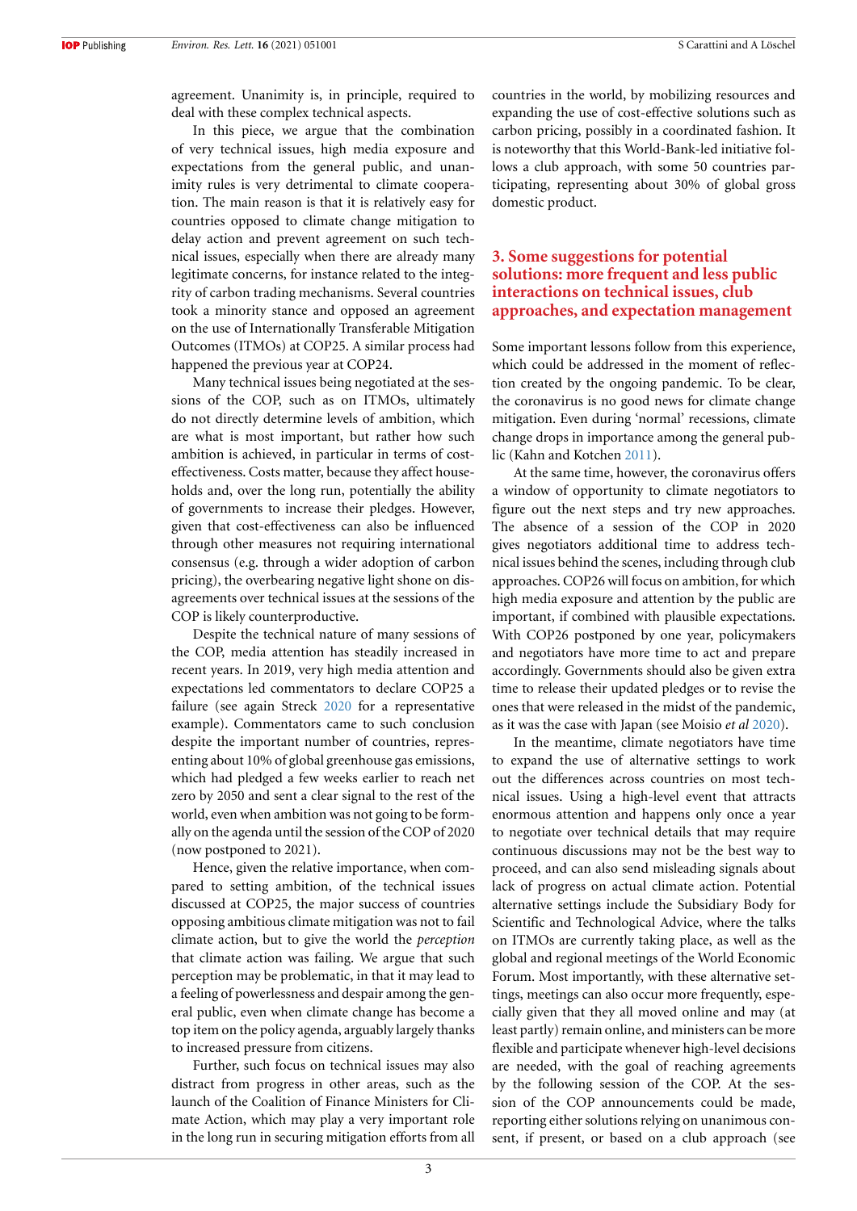agreement. Unanimity is, in principle, required to deal with these complex technical aspects.

In this piece, we argue that the combination of very technical issues, high media exposure and expectations from the general public, and unanimity rules is very detrimental to climate cooperation. The main reason is that it is relatively easy for countries opposed to climate change mitigation to delay action and prevent agreement on such technical issues, especially when there are already many legitimate concerns, for instance related to the integrity of carbon trading mechanisms. Several countries took a minority stance and opposed an agreement on the use of Internationally Transferable Mitigation Outcomes (ITMOs) at COP25. A similar process had happened the previous year at COP24.

Many technical issues being negotiated at the sessions of the COP, such as on ITMOs, ultimately do not directly determine levels of ambition, which are what is most important, but rather how such ambition is achieved, in particular in terms of cost-effectiveness. Costs matter, because they affect households and, over the long run, potentially the ability of governments to increase their pledges. However, given that cost-effectiveness can also be influenced through other measures not requiring international consensus (e.g. through a wider adoption of carbon pricing), the overbearing negative light shone on disagreements over technical issues at the sessions of the COP is likely counterproductive.

Despite the technical nature of many sessions of the COP, media attention has steadily increased in recent years. In 2019, very high media attention and expectations led commentators to declare COP25 a failure (see again Streck 2020 for a representative example). Commentators came to such conclusion despite the important number of countries, representing about 10% of global greenhouse gas emissions, which had pledged a few weeks earlier to reach net zero by 2050 and sent a clear signal to the rest of the world, even when ambition was not going to be formally on the agenda until the session of the COP of 2020 (now postponed to 2021).

Hence, given the relative importance, when compared to setting ambition, of the technical issues discussed at COP25, the major success of countries opposing ambitious climate mitigation was not to fail climate action, but to give the world the *perception* that climate action was failing. We argue that such perception may be problematic, in that it may lead to a feeling of powerlessness and despair among the general public, even when climate change has become a top item on the policy agenda, arguably largely thanks to increased pressure from citizens.

Further, such focus on technical issues may also distract from progress in other areas, such as the launch of the Coalition of Finance Ministers for Climate Action, which may play a very important role in the long run in securing mitigation efforts from all countries in the world, by mobilizing resources and expanding the use of cost-effective solutions such as carbon pricing, possibly in a coordinated fashion. It is noteworthy that this World-Bank-led initiative follows a club approach, with some 50 countries participating, representing about 30% of global gross domestic product.

## 3. Some suggestions for potential solutions: more frequent and less public interactions on technical issues, club approaches, and expectation management

Some important lessons follow from this experience, which could be addressed in the moment of reflection created by the ongoing pandemic. To be clear, the coronavirus is no good news for climate change mitigation. Even during 'normal' recessions, climate change drops in importance among the general public (Kahn and Kotchen 2011).

At the same time, however, the coronavirus offers a window of opportunity to climate negotiators to figure out the next steps and try new approaches. The absence of a session of the COP in 2020 gives negotiators additional time to address technical issues behind the scenes, including through club approaches. COP26 will focus on ambition, for which high media exposure and attention by the public are important, if combined with plausible expectations. With COP26 postponed by one year, policymakers and negotiators have more time to act and prepare accordingly. Governments should also be given extra time to release their updated pledges or to revise the ones that were released in the midst of the pandemic, as it was the case with Japan (see Moisio *et al* 2020).

In the meantime, climate negotiators have time to expand the use of alternative settings to work out the differences across countries on most technical issues. Using a high-level event that attracts enormous attention and happens only once a year to negotiate over technical details that may require continuous discussions may not be the best way to proceed, and can also send misleading signals about lack of progress on actual climate action. Potential alternative settings include the Subsidiary Body for Scientific and Technological Advice, where the talks on ITMOs are currently taking place, as well as the global and regional meetings of the World Economic Forum. Most importantly, with these alternative settings, meetings can also occur more frequently, especially given that they all moved online and may (at least partly) remain online, and ministers can be more flexible and participate whenever high-level decisions are needed, with the goal of reaching agreements by the following session of the COP. At the session of the COP announcements could be made, reporting either solutions relying on unanimous consent, if present, or based on a club approach (see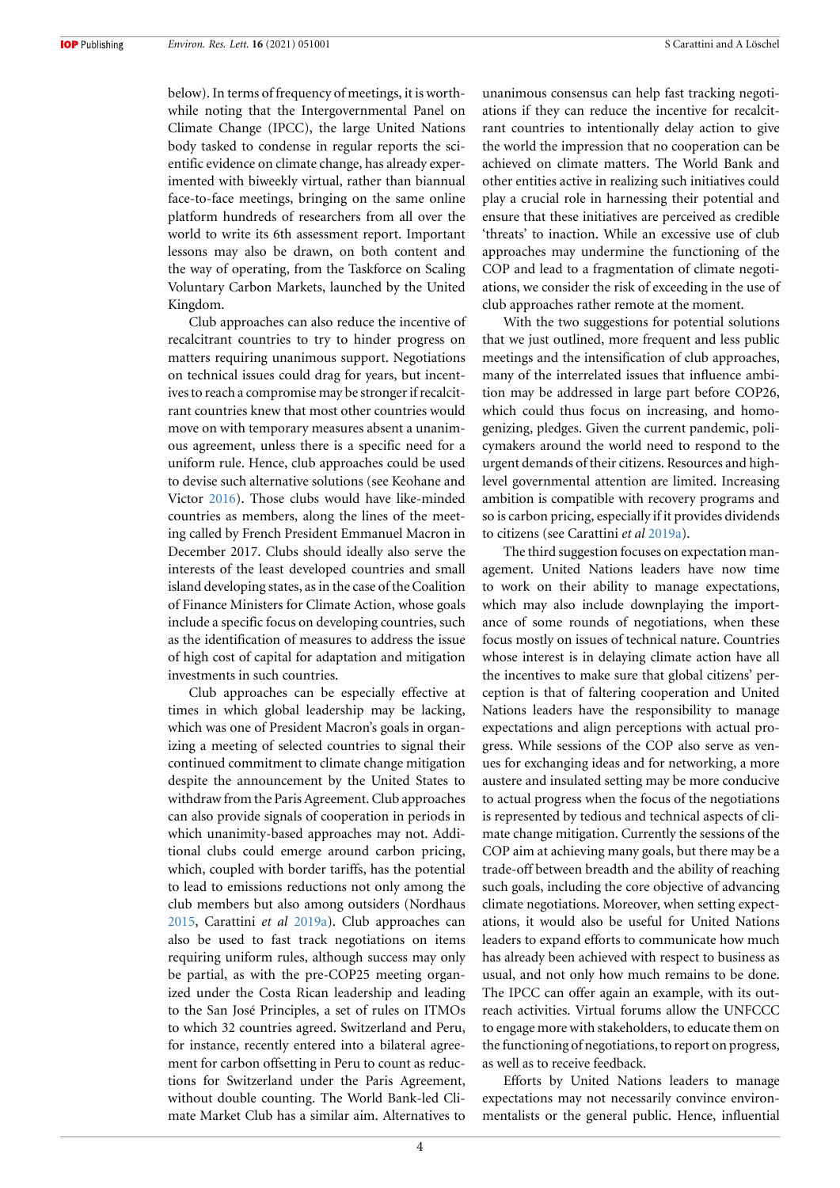below). In terms of frequency of meetings, it is worthwhile noting that the Intergovernmental Panel on Climate Change (IPCC), the large United Nations body tasked to condense in regular reports the scientific evidence on climate change, has already experimented with biweekly virtual, rather than biannual face-to-face meetings, bringing on the same online platform hundreds of researchers from all over the world to write its 6th assessment report. Important lessons may also be drawn, on both content and the way of operating, from the Taskforce on Scaling Voluntary Carbon Markets, launched by the United Kingdom.

Club approaches can also reduce the incentive of recalcitrant countries to try to hinder progress on matters requiring unanimous support. Negotiations on technical issues could drag for years, but incentives to reach a compromise may be stronger if recalcitrant countries knew that most other countries would move on with temporary measures absent a unanimous agreement, unless there is a specific need for a uniform rule. Hence, club approaches could be used to devise such alternative solutions (see Keohane and Victor 2016). Those clubs would have like-minded countries as members, along the lines of the meeting called by French President Emmanuel Macron in December 2017. Clubs should ideally also serve the interests of the least developed countries and small island developing states, as in the case of the Coalition of Finance Ministers for Climate Action, whose goals include a specific focus on developing countries, such as the identification of measures to address the issue of high cost of capital for adaptation and mitigation investments in such countries.

Club approaches can be especially effective at times in which global leadership may be lacking, which was one of President Macron's goals in organizing a meeting of selected countries to signal their continued commitment to climate change mitigation despite the announcement by the United States to withdraw from the Paris Agreement. Club approaches can also provide signals of cooperation in periods in which unanimity-based approaches may not. Additional clubs could emerge around carbon pricing, which, coupled with border tariffs, has the potential to lead to emissions reductions not only among the club members but also among outsiders (Nordhaus 2015, Carattini *et al* 2019a). Club approaches can also be used to fast track negotiations on items requiring uniform rules, although success may only be partial, as with the pre-COP25 meeting organized under the Costa Rican leadership and leading to the San José Principles, a set of rules on ITMOs to which 32 countries agreed. Switzerland and Peru, for instance, recently entered into a bilateral agreement for carbon offsetting in Peru to count as reductions for Switzerland under the Paris Agreement, without double counting. The World Bank-led Climate Market Club has a similar aim. Alternatives to unanimous consensus can help fast tracking negotiations if they can reduce the incentive for recalcitrant countries to intentionally delay action to give the world the impression that no cooperation can be achieved on climate matters. The World Bank and other entities active in realizing such initiatives could play a crucial role in harnessing their potential and ensure that these initiatives are perceived as credible 'threats' to inaction. While an excessive use of club approaches may undermine the functioning of the COP and lead to a fragmentation of climate negotiations, we consider the risk of exceeding in the use of club approaches rather remote at the moment.

With the two suggestions for potential solutions that we just outlined, more frequent and less public meetings and the intensification of club approaches, many of the interrelated issues that influence ambition may be addressed in large part before COP26, which could thus focus on increasing, and homogenizing, pledges. Given the current pandemic, policymakers around the world need to respond to the urgent demands of their citizens. Resources and high-level governmental attention are limited. Increasing ambition is compatible with recovery programs and so is carbon pricing, especially if it provides dividends to citizens (see Carattini *et al* 2019a).

The third suggestion focuses on expectation management. United Nations leaders have now time to work on their ability to manage expectations, which may also include downplaying the importance of some rounds of negotiations, when these focus mostly on issues of technical nature. Countries whose interest is in delaying climate action have all the incentives to make sure that global citizens' perception is that of faltering cooperation and United Nations leaders have the responsibility to manage expectations and align perceptions with actual progress. While sessions of the COP also serve as venues for exchanging ideas and for networking, a more austere and insulated setting may be more conducive to actual progress when the focus of the negotiations is represented by tedious and technical aspects of climate change mitigation. Currently the sessions of the COP aim at achieving many goals, but there may be a trade-off between breadth and the ability of reaching such goals, including the core objective of advancing climate negotiations. Moreover, when setting expectations, it would also be useful for United Nations leaders to expand efforts to communicate how much has already been achieved with respect to business as usual, and not only how much remains to be done. The IPCC can offer again an example, with its outreach activities. Virtual forums allow the UNFCCC to engage more with stakeholders, to educate them on the functioning of negotiations, to report on progress, as well as to receive feedback.

Efforts by United Nations leaders to manage expectations may not necessarily convince environmentalists or the general public. Hence, influential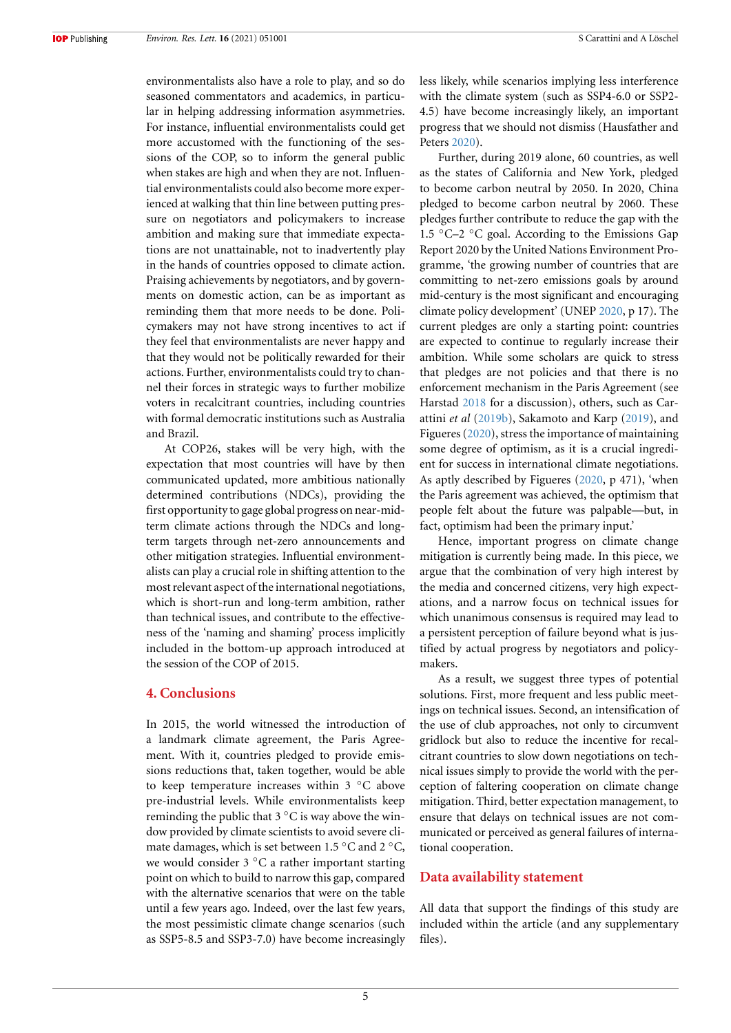environmentalists also have a role to play, and so do seasoned commentators and academics, in particular in helping addressing information asymmetries. For instance, influential environmentalists could get more accustomed with the functioning of the sessions of the COP, so to inform the general public when stakes are high and when they are not. Influential environmentalists could also become more experienced at walking that thin line between putting pressure on negotiators and policymakers to increase ambition and making sure that immediate expectations are not unattainable, not to inadvertently play in the hands of countries opposed to climate action. Praising achievements by negotiators, and by governments on domestic action, can be as important as reminding them that more needs to be done. Policymakers may not have strong incentives to act if they feel that environmentalists are never happy and that they would not be politically rewarded for their actions. Further, environmentalists could try to channel their forces in strategic ways to further mobilize voters in recalcitrant countries, including countries with formal democratic institutions such as Australia and Brazil.

At COP26, stakes will be very high, with the expectation that most countries will have by then communicated updated, more ambitious nationally determined contributions (NDCs), providing the first opportunity to gage global progress on near-mid-term climate actions through the NDCs and long-term targets through net-zero announcements and other mitigation strategies. Influential environmentalists can play a crucial role in shifting attention to the most relevant aspect of the international negotiations, which is short-run and long-term ambition, rather than technical issues, and contribute to the effectiveness of the 'naming and shaming' process implicitly included in the bottom-up approach introduced at the session of the COP of 2015.

## 4. Conclusions

In 2015, the world witnessed the introduction of a landmark climate agreement, the Paris Agreement. With it, countries pledged to provide emissions reductions that, taken together, would be able to keep temperature increases within 3 °C above pre-industrial levels. While environmentalists keep reminding the public that 3 °C is way above the window provided by climate scientists to avoid severe climate damages, which is set between 1.5 °C and 2 °C, we would consider 3 °C a rather important starting point on which to build to narrow this gap, compared with the alternative scenarios that were on the table until a few years ago. Indeed, over the last few years, the most pessimistic climate change scenarios (such as SSP5-8.5 and SSP3-7.0) have become increasingly less likely, while scenarios implying less interference with the climate system (such as SSP4-6.0 or SSP2-4.5) have become increasingly likely, an important progress that we should not dismiss (Hausfather and Peters 2020).

Further, during 2019 alone, 60 countries, as well as the states of California and New York, pledged to become carbon neutral by 2050. In 2020, China pledged to become carbon neutral by 2060. These pledges further contribute to reduce the gap with the 1.5 °C–2 °C goal. According to the Emissions Gap Report 2020 by the United Nations Environment Programme, 'the growing number of countries that are committing to net-zero emissions goals by around mid-century is the most significant and encouraging climate policy development' (UNEP 2020, p 17). The current pledges are only a starting point: countries are expected to continue to regularly increase their ambition. While some scholars are quick to stress that pledges are not policies and that there is no enforcement mechanism in the Paris Agreement (see Harstad 2018 for a discussion), others, such as Carattini *et al* (2019b), Sakamoto and Karp (2019), and Figueres (2020), stress the importance of maintaining some degree of optimism, as it is a crucial ingredient for success in international climate negotiations. As aptly described by Figueres (2020, p 471), 'when the Paris agreement was achieved, the optimism that people felt about the future was palpable—but, in fact, optimism had been the primary input.'

Hence, important progress on climate change mitigation is currently being made. In this piece, we argue that the combination of very high interest by the media and concerned citizens, very high expectations, and a narrow focus on technical issues for which unanimous consensus is required may lead to a persistent perception of failure beyond what is justified by actual progress by negotiators and policymakers.

As a result, we suggest three types of potential solutions. First, more frequent and less public meetings on technical issues. Second, an intensification of the use of club approaches, not only to circumvent gridlock but also to reduce the incentive for recalcitrant countries to slow down negotiations on technical issues simply to provide the world with the perception of faltering cooperation on climate change mitigation. Third, better expectation management, to ensure that delays on technical issues are not communicated or perceived as general failures of international cooperation.

## Data availability statement

All data that support the findings of this study are included within the article (and any supplementary files).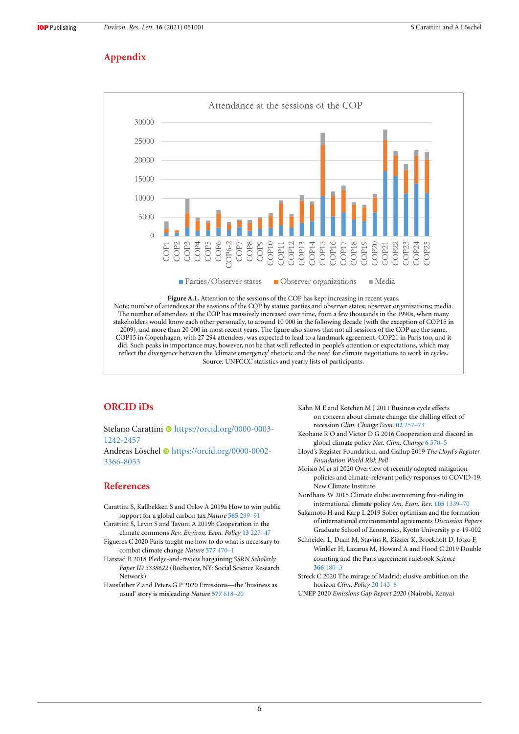## Appendix

Attendance at the sessions of the COP

30000
25000
20000
15000
10000
5000
0

COP1 COP2 COP3 COP4 COP5 COP6 COP6-2 COP7 COP8 COP9 COP10 COP11 COP12 COP13 COP14 COP15 COP16 COP17 COP18 COP19 COP20 COP21 COP22 COP23 COP24 COP25

Parties/Observer states   Observer organizations   Media

**Figure A.1.** Attention to the sessions of the COP has kept increasing in recent years.
Note: number of attendees at the sessions of the COP by status: parties and observer states; observer organizations; media. The number of attendees at the COP has massively increased over time, from a few thousands in the 1990s, when many stakeholders would know each other personally, to around 10 000 in the following decade (with the exception of COP15 in 2009), and more than 20 000 in most recent years. The figure also shows that not all sessions of the COP are the same. COP15 in Copenhagen, with 27 294 attendees, was expected to lead to a landmark agreement. COP21 in Paris too, and it did. Such peaks in importance may, however, not be that well reflected in people's attention or expectations, which may reflect the divergence between the 'climate emergency' rhetoric and the need for climate negotiations to work in cycles. Source: UNFCCC statistics and yearly lists of participants.

## ORCID iDs

Stefano Carattini https://orcid.org/0000-0003-1242-2457
Andreas Löschel https://orcid.org/0000-0002-3366-8053

## References

Carattini S, Kallbekken S and Orlov A 2019a How to win public support for a global carbon tax *Nature* **565** 289–91

Carattini S, Levin S and Tavoni A 2019b Cooperation in the climate commons *Rev. Environ. Econ. Policy* **13** 227–47

Figueres C 2020 Paris taught me how to do what is necessary to combat climate change *Nature* **577** 470–1

Harstad B 2018 Pledge-and-review bargaining *SSRN Scholarly Paper ID 3338622* (Rochester, NY: Social Science Research Network)

Hausfather Z and Peters G P 2020 Emissions—the 'business as usual' story is misleading *Nature* **577** 618–20

Kahn M E and Kotchen M J 2011 Business cycle effects on concern about climate change: the chilling effect of recession *Clim. Change Econ.* **02** 257–73

Keohane R O and Victor D G 2016 Cooperation and discord in global climate policy *Nat. Clim. Change* **6** 570–5

Lloyd's Register Foundation, and Gallup 2019 *The Lloyd's Register Foundation World Risk Poll*

Moisio M *et al* 2020 Overview of recently adopted mitigation policies and climate-relevant policy responses to COVID-19, New Climate Institute

Nordhaus W 2015 Climate clubs: overcoming free-riding in international climate policy *Am. Econ. Rev.* **105** 1339–70

Sakamoto H and Karp L 2019 Sober optimism and the formation of international environmental agreements *Discussion Papers* Graduate School of Economics, Kyoto University p e-19-002

Schneider L, Duan M, Stavins R, Kizzier K, Broekhoff D, Jotzo F, Winkler H, Lazarus M, Howard A and Hood C 2019 Double counting and the Paris agreement rulebook *Science* **366** 180–3

Streck C 2020 The mirage of Madrid: elusive ambition on the horizon *Clim. Policy* **20** 143–8

UNEP 2020 *Emissions Gap Report 2020* (Nairobi, Kenya)